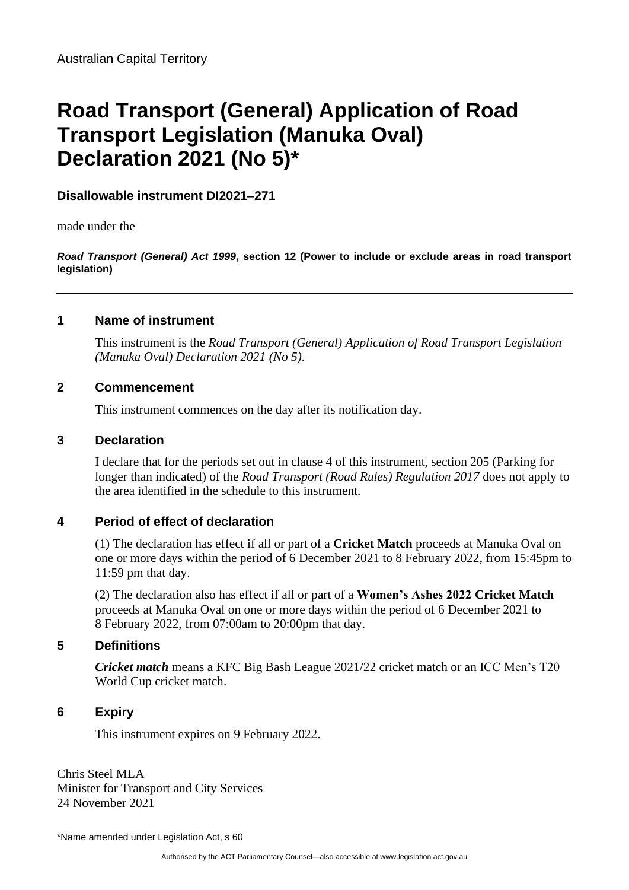Australian Capital Territory

# Road Transport (General) Application of Road Transport Legislation (Manuka Oval) Declaration 2021 (No 5)*

**Disallowable instrument DI2021–271**

made under the

***Road Transport (General) Act 1999*, section 12 (Power to include or exclude areas in road transport legislation)**

---

## 1 Name of instrument

This instrument is the *Road Transport (General) Application of Road Transport Legislation (Manuka Oval) Declaration 2021 (No 5)*.

## 2 Commencement

This instrument commences on the day after its notification day.

## 3 Declaration

I declare that for the periods set out in clause 4 of this instrument, section 205 (Parking for longer than indicated) of the *Road Transport (Road Rules) Regulation 2017* does not apply to the area identified in the schedule to this instrument.

## 4 Period of effect of declaration

(1) The declaration has effect if all or part of a **Cricket Match** proceeds at Manuka Oval on one or more days within the period of 6 December 2021 to 8 February 2022, from 15:45pm to 11:59 pm that day.

(2) The declaration also has effect if all or part of a **Women's Ashes 2022 Cricket Match** proceeds at Manuka Oval on one or more days within the period of 6 December 2021 to 8 February 2022, from 07:00am to 20:00pm that day.

## 5 Definitions

***Cricket match*** means a KFC Big Bash League 2021/22 cricket match or an ICC Men's T20 World Cup cricket match.

## 6 Expiry

This instrument expires on 9 February 2022.

Chris Steel MLA
Minister for Transport and City Services
24 November 2021

*Name amended under Legislation Act, s 60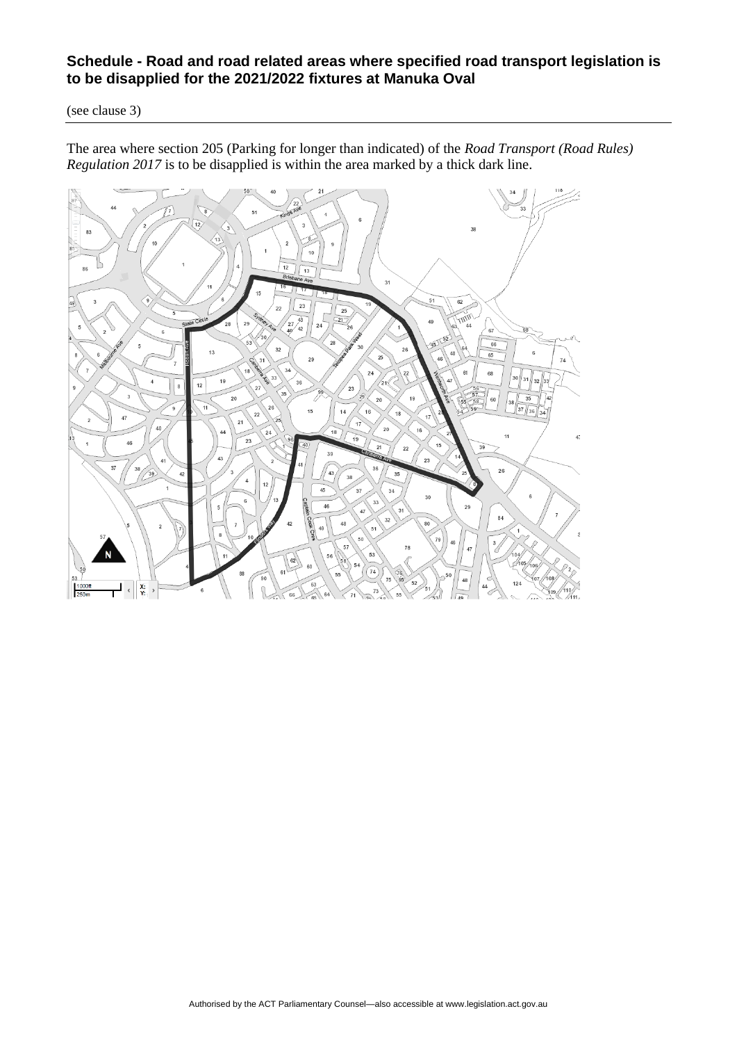## Schedule - Road and road related areas where specified road transport legislation is to be disapplied for the 2021/2022 fixtures at Manuka Oval

(see clause 3)

The area where section 205 (Parking for longer than indicated) of the *Road Transport (Road Rules) Regulation 2017* is to be disapplied is within the area marked by a thick dark line.